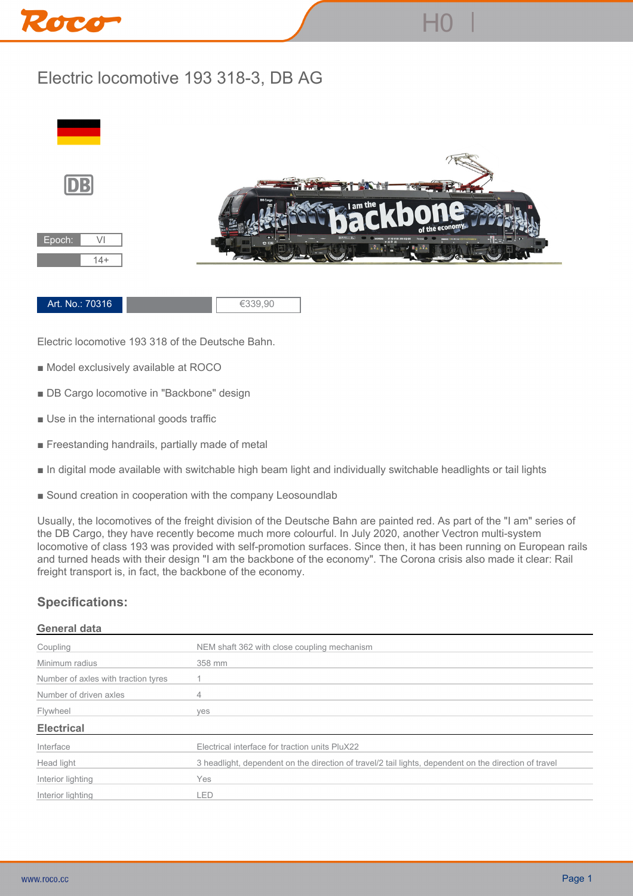# Electric locomotive 193 318-3, DB AG

| Epoch: | VI |
|---|---|
| | 14+ |

| Art. No.: 70316 | | €339,90 |
|---|---|---|

Electric locomotive 193 318 of the Deutsche Bahn.

■ Model exclusively available at ROCO

■ DB Cargo locomotive in "Backbone" design

■ Use in the international goods traffic

■ Freestanding handrails, partially made of metal

■ In digital mode available with switchable high beam light and individually switchable headlights or tail lights

■ Sound creation in cooperation with the company Leosoundlab

Usually, the locomotives of the freight division of the Deutsche Bahn are painted red. As part of the "I am" series of the DB Cargo, they have recently become much more colourful. In July 2020, another Vectron multi-system locomotive of class 193 was provided with self-promotion surfaces. Since then, it has been running on European rails and turned heads with their design "I am the backbone of the economy". The Corona crisis also made it clear: Rail freight transport is, in fact, the backbone of the economy.

## Specifications:

### General data

| | |
|---|---|
| Coupling | NEM shaft 362 with close coupling mechanism |
| Minimum radius | 358 mm |
| Number of axles with traction tyres | 1 |
| Number of driven axles | 4 |
| Flywheel | yes |

### Electrical

| | |
|---|---|
| Interface | Electrical interface for traction units PluX22 |
| Head light | 3 headlight, dependent on the direction of travel/2 tail lights, dependent on the direction of travel |
| Interior lighting | Yes |
| Interior lighting | LED |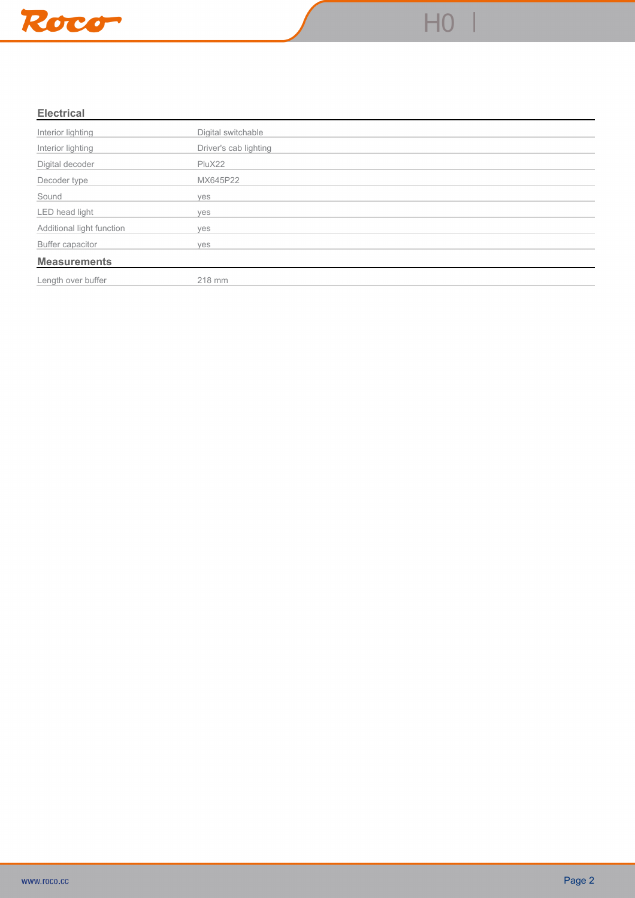## Electrical

| | |
|---|---|
| Interior lighting | Digital switchable |
| Interior lighting | Driver's cab lighting |
| Digital decoder | PluX22 |
| Decoder type | MX645P22 |
| Sound | yes |
| LED head light | yes |
| Additional light function | yes |
| Buffer capacitor | yes |

## Measurements

| | |
|---|---|
| Length over buffer | 218 mm |